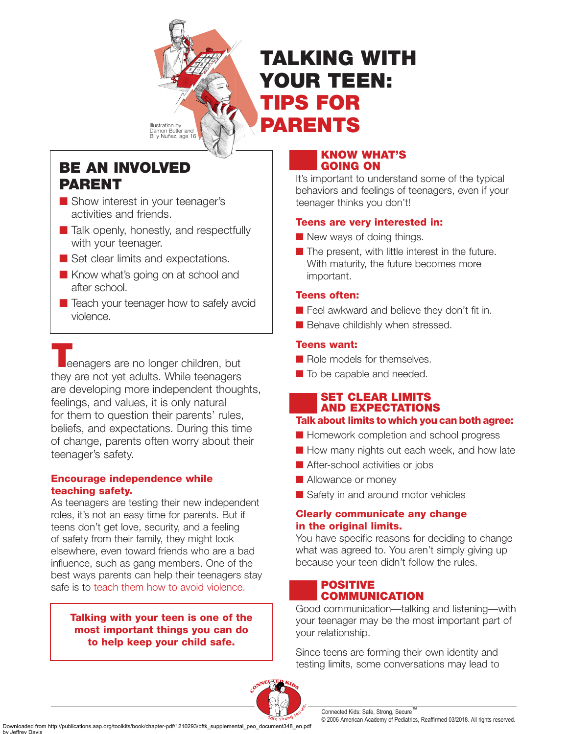# TALKING WITH YOUR TEEN: TIPS FOR PARENTS

Illustration by Damon Butler and Billy Nuñez, age 16

## BE AN INVOLVED PARENT

- Show interest in your teenager's activities and friends.
- Talk openly, honestly, and respectfully with your teenager.
- Set clear limits and expectations.
- Know what's going on at school and after school.
- Teach your teenager how to safely avoid violence.

Teenagers are no longer children, but they are not yet adults. While teenagers are developing more independent thoughts, feelings, and values, it is only natural for them to question their parents' rules, beliefs, and expectations. During this time of change, parents often worry about their teenager's safety.

### Encourage independence while teaching safety.

As teenagers are testing their new independent roles, it's not an easy time for parents. But if teens don't get love, security, and a feeling of safety from their family, they might look elsewhere, even toward friends who are a bad influence, such as gang members. One of the best ways parents can help their teenagers stay safe is to teach them how to avoid violence.

**Talking with your teen is one of the most important things you can do to help keep your child safe.**

## KNOW WHAT'S GOING ON

It's important to understand some of the typical behaviors and feelings of teenagers, even if your teenager thinks you don't!

### Teens are very interested in:

- New ways of doing things.
- The present, with little interest in the future. With maturity, the future becomes more important.

### Teens often:

- Feel awkward and believe they don't fit in.
- Behave childishly when stressed.

### Teens want:

- Role models for themselves.
- To be capable and needed.

## SET CLEAR LIMITS AND EXPECTATIONS

### Talk about limits to which you can both agree:

- Homework completion and school progress
- How many nights out each week, and how late
- After-school activities or jobs
- Allowance or money
- Safety in and around motor vehicles

### Clearly communicate any change in the original limits.

You have specific reasons for deciding to change what was agreed to. You aren't simply giving up because your teen didn't follow the rules.

## POSITIVE COMMUNICATION

Good communication—talking and listening—with your teenager may be the most important part of your relationship.

Since teens are forming their own identity and testing limits, some conversations may lead to

Connected Kids: Safe, Strong, Secure™
© 2006 American Academy of Pediatrics, Reaffirmed 03/2018. All rights reserved.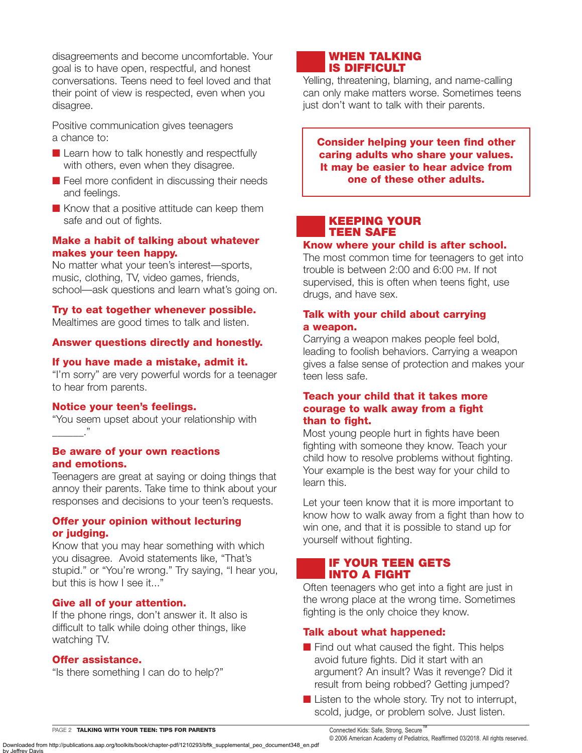disagreements and become uncomfortable. Your goal is to have open, respectful, and honest conversations. Teens need to feel loved and that their point of view is respected, even when you disagree.

Positive communication gives teenagers a chance to:

- Learn how to talk honestly and respectfully with others, even when they disagree.
- Feel more confident in discussing their needs and feelings.
- Know that a positive attitude can keep them safe and out of fights.

**Make a habit of talking about whatever makes your teen happy.**
No matter what your teen's interest—sports, music, clothing, TV, video games, friends, school—ask questions and learn what's going on.

**Try to eat together whenever possible.**
Mealtimes are good times to talk and listen.

**Answer questions directly and honestly.**

**If you have made a mistake, admit it.**
"I'm sorry" are very powerful words for a teenager to hear from parents.

**Notice your teen's feelings.**
"You seem upset about your relationship with ______."

**Be aware of your own reactions and emotions.**
Teenagers are great at saying or doing things that annoy their parents. Take time to think about your responses and decisions to your teen's requests.

**Offer your opinion without lecturing or judging.**
Know that you may hear something with which you disagree. Avoid statements like, "That's stupid." or "You're wrong." Try saying, "I hear you, but this is how I see it..."

**Give all of your attention.**
If the phone rings, don't answer it. It also is difficult to talk while doing other things, like watching TV.

**Offer assistance.**
"Is there something I can do to help?"

## WHEN TALKING IS DIFFICULT

Yelling, threatening, blaming, and name-calling can only make matters worse. Sometimes teens just don't want to talk with their parents.

**Consider helping your teen find other caring adults who share your values. It may be easier to hear advice from one of these other adults.**

## KEEPING YOUR TEEN SAFE

**Know where your child is after school.**
The most common time for teenagers to get into trouble is between 2:00 and 6:00 PM. If not supervised, this is often when teens fight, use drugs, and have sex.

**Talk with your child about carrying a weapon.**
Carrying a weapon makes people feel bold, leading to foolish behaviors. Carrying a weapon gives a false sense of protection and makes your teen less safe.

**Teach your child that it takes more courage to walk away from a fight than to fight.**
Most young people hurt in fights have been fighting with someone they know. Teach your child how to resolve problems without fighting. Your example is the best way for your child to learn this.

Let your teen know that it is more important to know how to walk away from a fight than how to win one, and that it is possible to stand up for yourself without fighting.

## IF YOUR TEEN GETS INTO A FIGHT

Often teenagers who get into a fight are just in the wrong place at the wrong time. Sometimes fighting is the only choice they know.

**Talk about what happened:**

- Find out what caused the fight. This helps avoid future fights. Did it start with an argument? An insult? Was it revenge? Did it result from being robbed? Getting jumped?
- Listen to the whole story. Try not to interrupt, scold, judge, or problem solve. Just listen.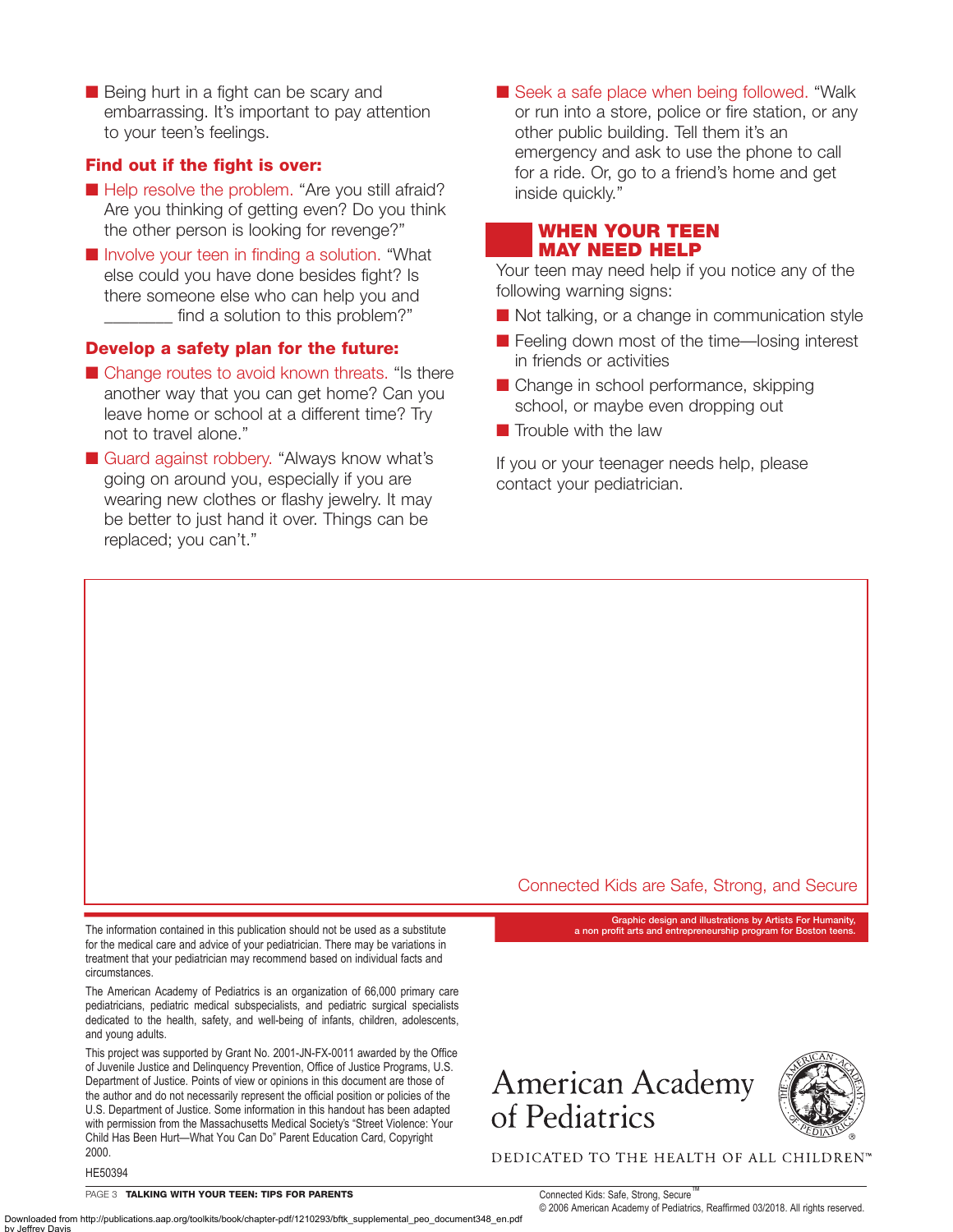- Being hurt in a fight can be scary and embarrassing. It's important to pay attention to your teen's feelings.

**Find out if the fight is over:**

- Help resolve the problem. "Are you still afraid? Are you thinking of getting even? Do you think the other person is looking for revenge?"
- Involve your teen in finding a solution. "What else could you have done besides fight? Is there someone else who can help you and ________ find a solution to this problem?"

**Develop a safety plan for the future:**

- Change routes to avoid known threats. "Is there another way that you can get home? Can you leave home or school at a different time? Try not to travel alone."
- Guard against robbery. "Always know what's going on around you, especially if you are wearing new clothes or flashy jewelry. It may be better to just hand it over. Things can be replaced; you can't."
- Seek a safe place when being followed. "Walk or run into a store, police or fire station, or any other public building. Tell them it's an emergency and ask to use the phone to call for a ride. Or, go to a friend's home and get inside quickly."

## WHEN YOUR TEEN MAY NEED HELP

Your teen may need help if you notice any of the following warning signs:

- Not talking, or a change in communication style
- Feeling down most of the time—losing interest in friends or activities
- Change in school performance, skipping school, or maybe even dropping out
- Trouble with the law

If you or your teenager needs help, please contact your pediatrician.

Connected Kids are Safe, Strong, and Secure

Graphic design and illustrations by Artists For Humanity, a non profit arts and entrepreneurship program for Boston teens.

The information contained in this publication should not be used as a substitute for the medical care and advice of your pediatrician. There may be variations in treatment that your pediatrician may recommend based on individual facts and circumstances.

The American Academy of Pediatrics is an organization of 66,000 primary care pediatricians, pediatric medical subspecialists, and pediatric surgical specialists dedicated to the health, safety, and well-being of infants, children, adolescents, and young adults.

This project was supported by Grant No. 2001-JN-FX-0011 awarded by the Office of Juvenile Justice and Delinquency Prevention, Office of Justice Programs, U.S. Department of Justice. Points of view or opinions in this document are those of the author and do not necessarily represent the official position or policies of the U.S. Department of Justice. Some information in this handout has been adapted with permission from the Massachusetts Medical Society's "Street Violence: Your Child Has Been Hurt—What You Can Do" Parent Education Card, Copyright 2000.

HE50394

American Academy of Pediatrics

DEDICATED TO THE HEALTH OF ALL CHILDREN™

Connected Kids: Safe, Strong, Secure™
© 2006 American Academy of Pediatrics, Reaffirmed 03/2018. All rights reserved.